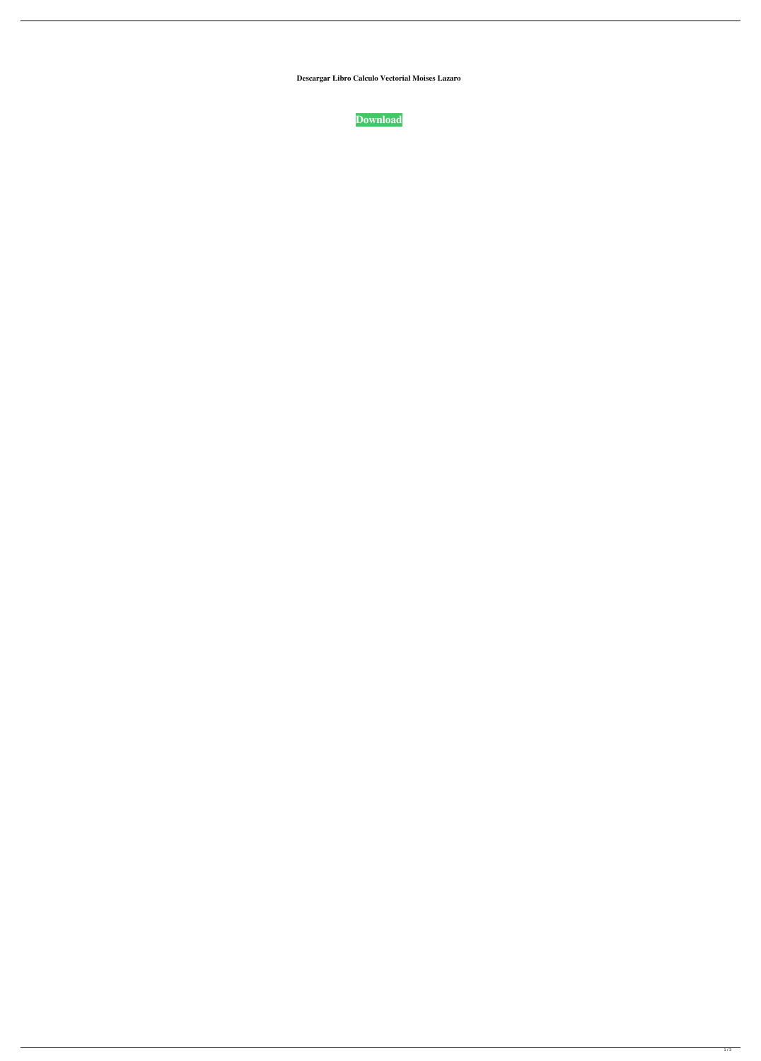**Descargar Libro Calculo Vectorial Moises Lazaro**

**Download**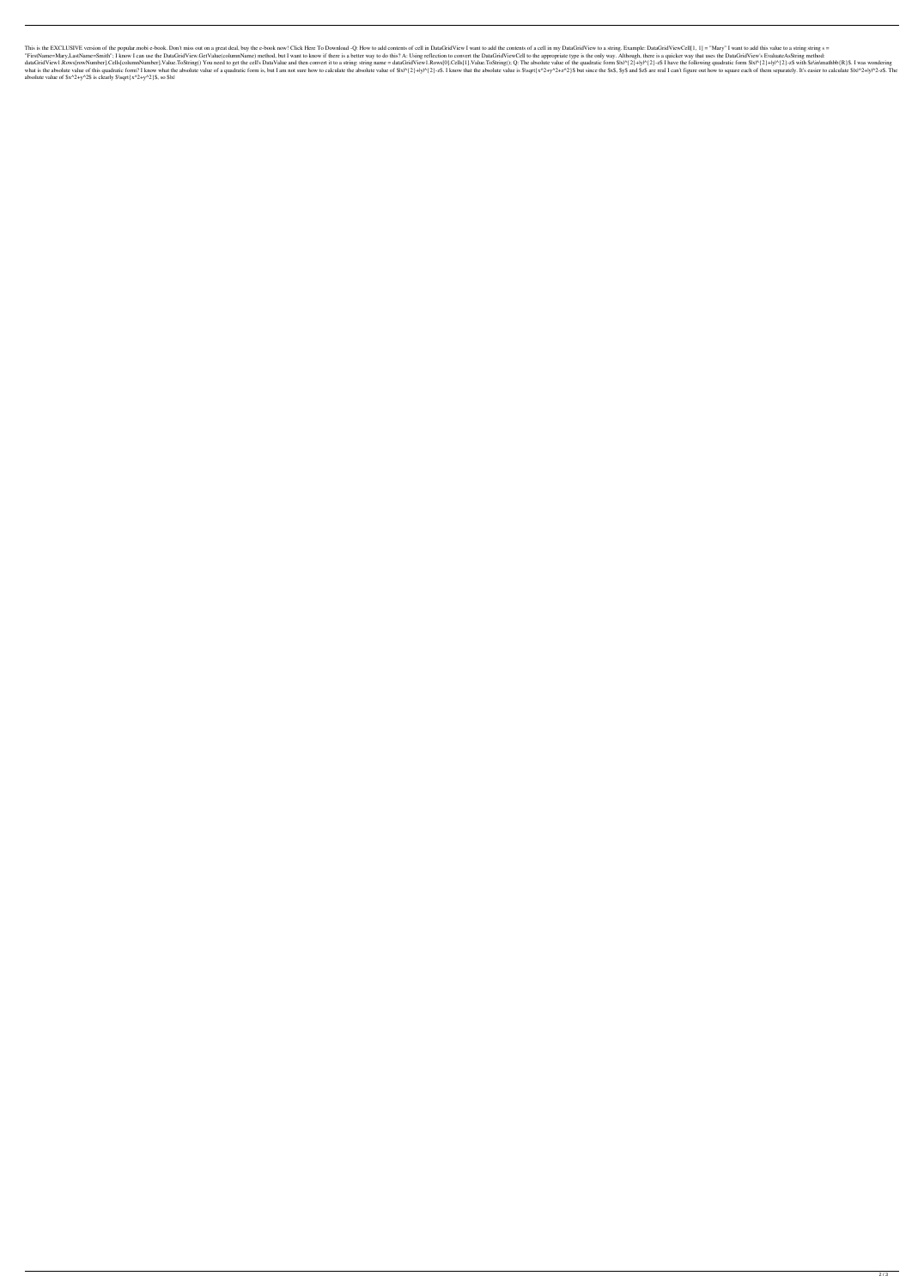This is the EXCLUSIVE version of the popular.mobi e-book. Don't miss out on a great deal, buy the e-book now! Click Here To Download :Q: How to add contents of cell in DataGridView I want to add the contents of a cell in my DataGridView to a string. Example: DataGridViewCell[1, 1] = "Mary" I want to add this value to a string s = "FirstName=Mary,LastName=Smith"; I know I can use the DataGridView.GetValue(columnName) method, but I want to know if there is a better way to do this? A: Using reflection to convert the DataGridViewCell to the appropriate type is the only way. Although, there is a quicker way that uses the DataGridView's EvaluateAsString method: dataGridView1.Rows[rowNumber].Cells[columnNumber].Value.ToString() You need to get the cell's DataValue and then convert it to a string: string name = dataGridView1.Rows[0].Cells[1].Value.ToString(); Q: The absolute value of the quadratic form $|x|^{2}+|y|^{2}-z$ I have the following quadratic form $|x|^{2}+|y|^{2}-z$ with $z\in\mathbb{R}$. I was wondering what is the absolute value of this quadratic form? I know what the absolute value of a quadratic form is, but I am not sure how to calculate the absolute value of $|x|^{2}+|y|^{2}-z$. I know that the absolute value is $\sqrt{x^2+y^2+z^2}$ but since the $x$, $y$ and $z$ are real I can't figure out how to square each of them separately. It's easier to calculate $|x|^2+|y|^2-z$. The absolute value of $x^2+y^2$ is clearly $\sqrt{x^2+y^2}$, so $|x|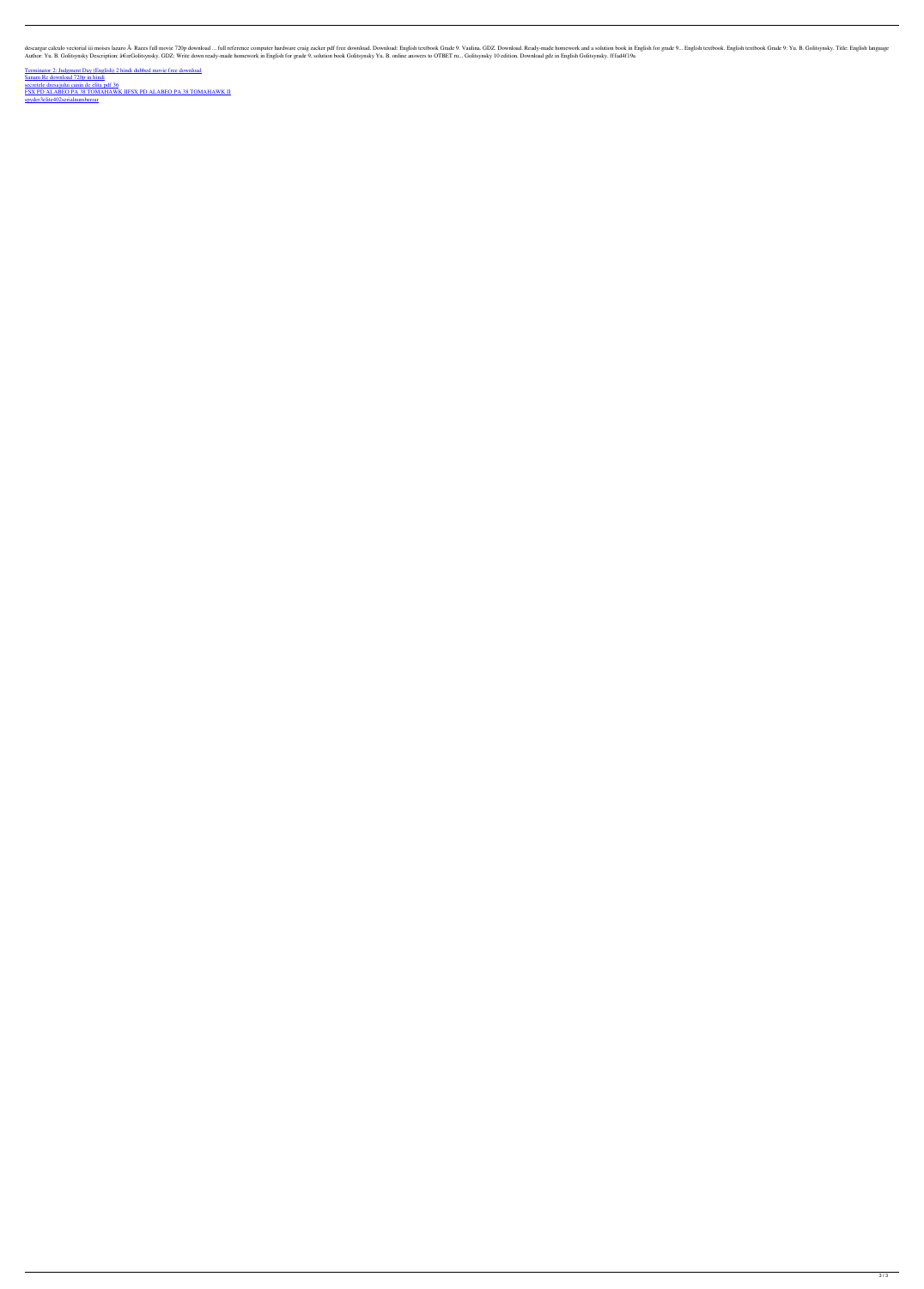descargar calculo vectorial iii moises lazaro Â· Racrs full movie 720p download ... full reference computer hardware craig zacker pdf free download. Download: English textbook Grade 9. Vasilina. GDZ. Download. Ready-made homework and a solution book in English for grade 9... English textbook. English textbook Grade 9: Yu. B. Golitsynsky. Title: English language Author: Yu. B. Golitsynsky Description: â€œGolitsynsky. GDZ: Write down ready-made homework in English for grade 9. solution book Golitsynsky Yu. B. online answers to OTBET ru... Golitsynsky 10 edition. Download gdz in English Golitsynsky. f1fad4f19a

Terminator 2: Judgment Day (English) 2 hindi dubbed movie free download
Sanam Re download 720p in hindi
secretele dresajului canin de elita pdf 36
FSX PD ALABEO PA 38 TOMAHAWK IIFSX PD ALABEO PA 38 TOMAHAWK II
spyder3elite402serialnumberrar